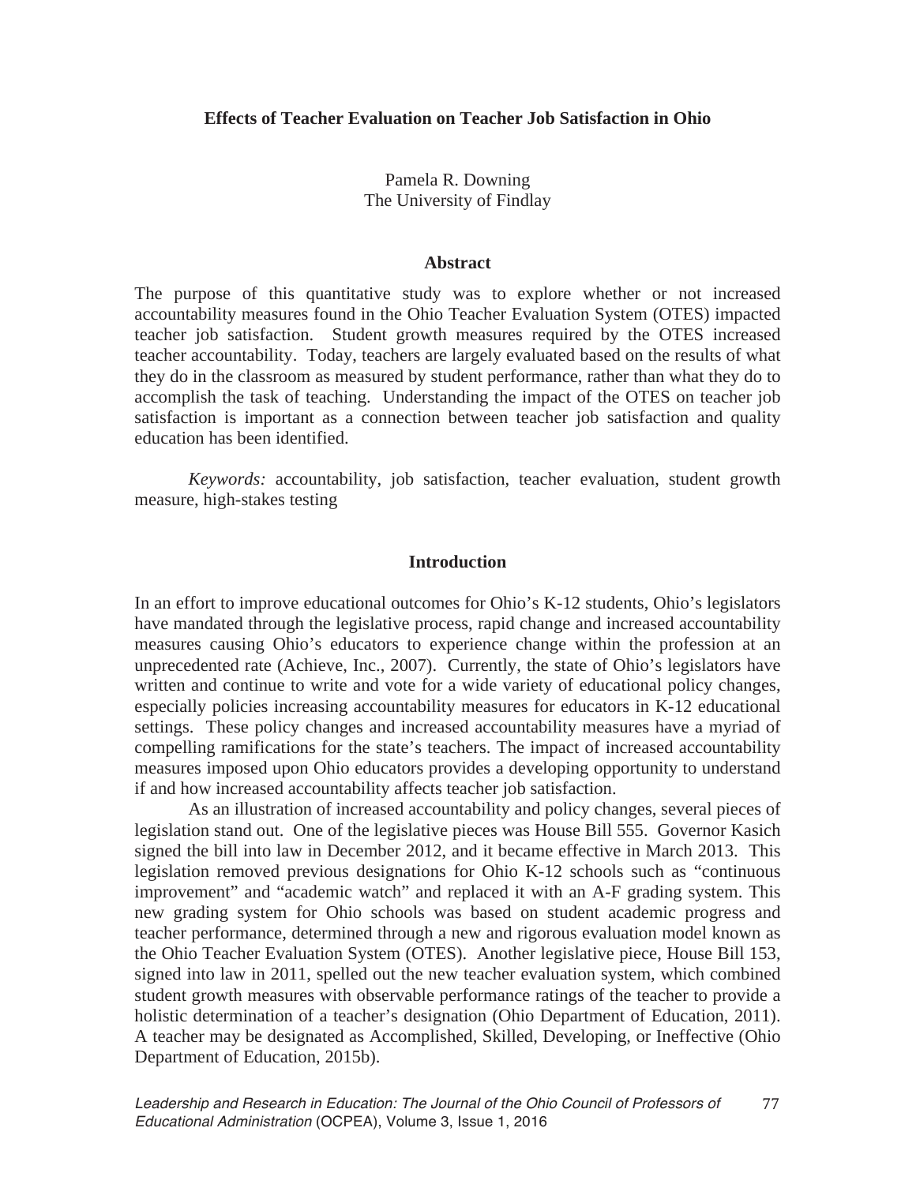# Effects of Teacher Evaluation on Teacher Job Satisfaction in Ohio

Pamela R. Downing
The University of Findlay

## Abstract

The purpose of this quantitative study was to explore whether or not increased accountability measures found in the Ohio Teacher Evaluation System (OTES) impacted teacher job satisfaction. Student growth measures required by the OTES increased teacher accountability. Today, teachers are largely evaluated based on the results of what they do in the classroom as measured by student performance, rather than what they do to accomplish the task of teaching. Understanding the impact of the OTES on teacher job satisfaction is important as a connection between teacher job satisfaction and quality education has been identified.

*Keywords:* accountability, job satisfaction, teacher evaluation, student growth measure, high-stakes testing

## Introduction

In an effort to improve educational outcomes for Ohio's K-12 students, Ohio's legislators have mandated through the legislative process, rapid change and increased accountability measures causing Ohio's educators to experience change within the profession at an unprecedented rate (Achieve, Inc., 2007). Currently, the state of Ohio's legislators have written and continue to write and vote for a wide variety of educational policy changes, especially policies increasing accountability measures for educators in K-12 educational settings. These policy changes and increased accountability measures have a myriad of compelling ramifications for the state's teachers. The impact of increased accountability measures imposed upon Ohio educators provides a developing opportunity to understand if and how increased accountability affects teacher job satisfaction.

As an illustration of increased accountability and policy changes, several pieces of legislation stand out. One of the legislative pieces was House Bill 555. Governor Kasich signed the bill into law in December 2012, and it became effective in March 2013. This legislation removed previous designations for Ohio K-12 schools such as "continuous improvement" and "academic watch" and replaced it with an A-F grading system. This new grading system for Ohio schools was based on student academic progress and teacher performance, determined through a new and rigorous evaluation model known as the Ohio Teacher Evaluation System (OTES). Another legislative piece, House Bill 153, signed into law in 2011, spelled out the new teacher evaluation system, which combined student growth measures with observable performance ratings of the teacher to provide a holistic determination of a teacher's designation (Ohio Department of Education, 2011). A teacher may be designated as Accomplished, Skilled, Developing, or Ineffective (Ohio Department of Education, 2015b).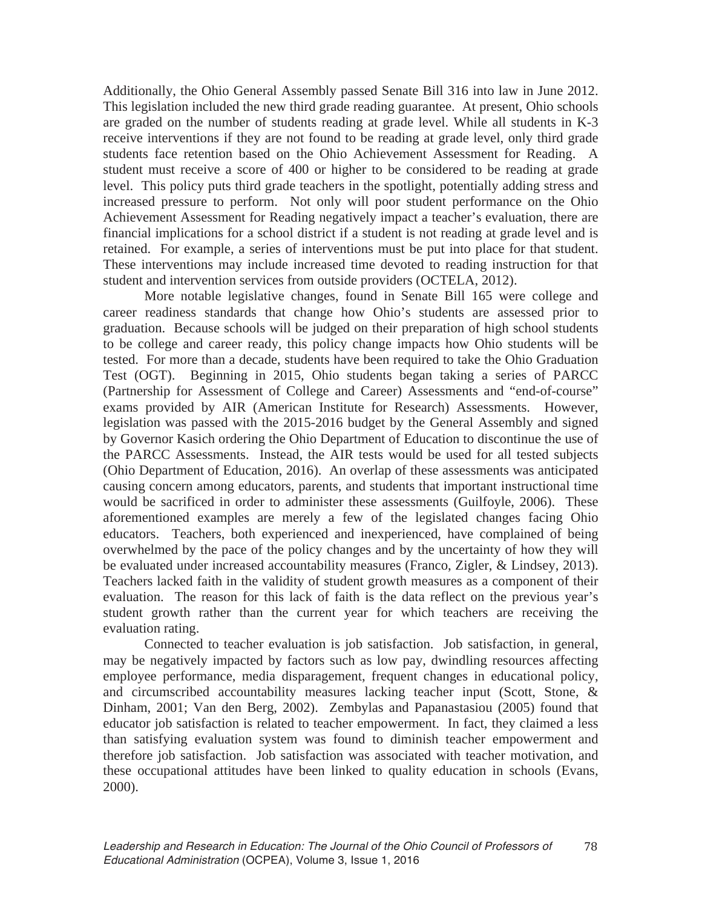Additionally, the Ohio General Assembly passed Senate Bill 316 into law in June 2012. This legislation included the new third grade reading guarantee. At present, Ohio schools are graded on the number of students reading at grade level. While all students in K-3 receive interventions if they are not found to be reading at grade level, only third grade students face retention based on the Ohio Achievement Assessment for Reading. A student must receive a score of 400 or higher to be considered to be reading at grade level. This policy puts third grade teachers in the spotlight, potentially adding stress and increased pressure to perform. Not only will poor student performance on the Ohio Achievement Assessment for Reading negatively impact a teacher's evaluation, there are financial implications for a school district if a student is not reading at grade level and is retained. For example, a series of interventions must be put into place for that student. These interventions may include increased time devoted to reading instruction for that student and intervention services from outside providers (OCTELA, 2012).

More notable legislative changes, found in Senate Bill 165 were college and career readiness standards that change how Ohio's students are assessed prior to graduation. Because schools will be judged on their preparation of high school students to be college and career ready, this policy change impacts how Ohio students will be tested. For more than a decade, students have been required to take the Ohio Graduation Test (OGT). Beginning in 2015, Ohio students began taking a series of PARCC (Partnership for Assessment of College and Career) Assessments and "end-of-course" exams provided by AIR (American Institute for Research) Assessments. However, legislation was passed with the 2015-2016 budget by the General Assembly and signed by Governor Kasich ordering the Ohio Department of Education to discontinue the use of the PARCC Assessments. Instead, the AIR tests would be used for all tested subjects (Ohio Department of Education, 2016). An overlap of these assessments was anticipated causing concern among educators, parents, and students that important instructional time would be sacrificed in order to administer these assessments (Guilfoyle, 2006). These aforementioned examples are merely a few of the legislated changes facing Ohio educators. Teachers, both experienced and inexperienced, have complained of being overwhelmed by the pace of the policy changes and by the uncertainty of how they will be evaluated under increased accountability measures (Franco, Zigler, & Lindsey, 2013). Teachers lacked faith in the validity of student growth measures as a component of their evaluation. The reason for this lack of faith is the data reflect on the previous year's student growth rather than the current year for which teachers are receiving the evaluation rating.

Connected to teacher evaluation is job satisfaction. Job satisfaction, in general, may be negatively impacted by factors such as low pay, dwindling resources affecting employee performance, media disparagement, frequent changes in educational policy, and circumscribed accountability measures lacking teacher input (Scott, Stone, & Dinham, 2001; Van den Berg, 2002). Zembylas and Papanastasiou (2005) found that educator job satisfaction is related to teacher empowerment. In fact, they claimed a less than satisfying evaluation system was found to diminish teacher empowerment and therefore job satisfaction. Job satisfaction was associated with teacher motivation, and these occupational attitudes have been linked to quality education in schools (Evans, 2000).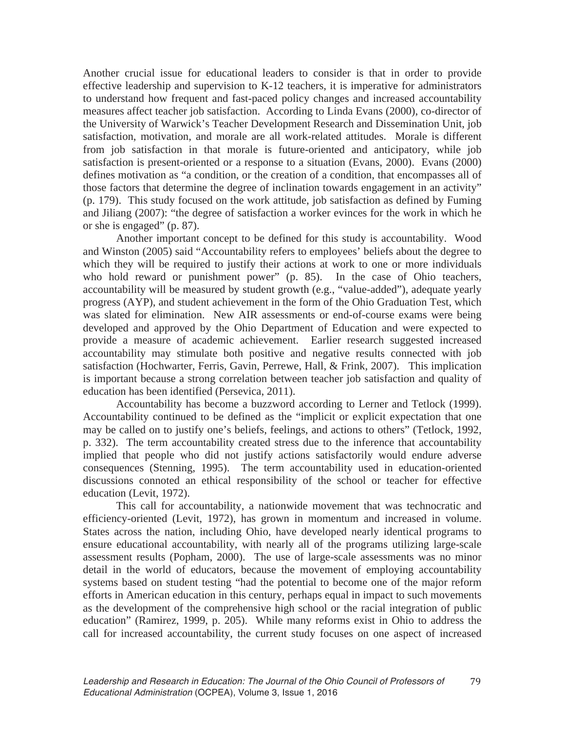Another crucial issue for educational leaders to consider is that in order to provide effective leadership and supervision to K-12 teachers, it is imperative for administrators to understand how frequent and fast-paced policy changes and increased accountability measures affect teacher job satisfaction. According to Linda Evans (2000), co-director of the University of Warwick's Teacher Development Research and Dissemination Unit, job satisfaction, motivation, and morale are all work-related attitudes. Morale is different from job satisfaction in that morale is future-oriented and anticipatory, while job satisfaction is present-oriented or a response to a situation (Evans, 2000). Evans (2000) defines motivation as "a condition, or the creation of a condition, that encompasses all of those factors that determine the degree of inclination towards engagement in an activity" (p. 179). This study focused on the work attitude, job satisfaction as defined by Fuming and Jiliang (2007): "the degree of satisfaction a worker evinces for the work in which he or she is engaged" (p. 87).

Another important concept to be defined for this study is accountability. Wood and Winston (2005) said "Accountability refers to employees' beliefs about the degree to which they will be required to justify their actions at work to one or more individuals who hold reward or punishment power" (p. 85). In the case of Ohio teachers, accountability will be measured by student growth (e.g., "value-added"), adequate yearly progress (AYP), and student achievement in the form of the Ohio Graduation Test, which was slated for elimination. New AIR assessments or end-of-course exams were being developed and approved by the Ohio Department of Education and were expected to provide a measure of academic achievement. Earlier research suggested increased accountability may stimulate both positive and negative results connected with job satisfaction (Hochwarter, Ferris, Gavin, Perrewe, Hall, & Frink, 2007). This implication is important because a strong correlation between teacher job satisfaction and quality of education has been identified (Persevica, 2011).

Accountability has become a buzzword according to Lerner and Tetlock (1999). Accountability continued to be defined as the "implicit or explicit expectation that one may be called on to justify one's beliefs, feelings, and actions to others" (Tetlock, 1992, p. 332). The term accountability created stress due to the inference that accountability implied that people who did not justify actions satisfactorily would endure adverse consequences (Stenning, 1995). The term accountability used in education-oriented discussions connoted an ethical responsibility of the school or teacher for effective education (Levit, 1972).

This call for accountability, a nationwide movement that was technocratic and efficiency-oriented (Levit, 1972), has grown in momentum and increased in volume. States across the nation, including Ohio, have developed nearly identical programs to ensure educational accountability, with nearly all of the programs utilizing large-scale assessment results (Popham, 2000). The use of large-scale assessments was no minor detail in the world of educators, because the movement of employing accountability systems based on student testing "had the potential to become one of the major reform efforts in American education in this century, perhaps equal in impact to such movements as the development of the comprehensive high school or the racial integration of public education" (Ramirez, 1999, p. 205). While many reforms exist in Ohio to address the call for increased accountability, the current study focuses on one aspect of increased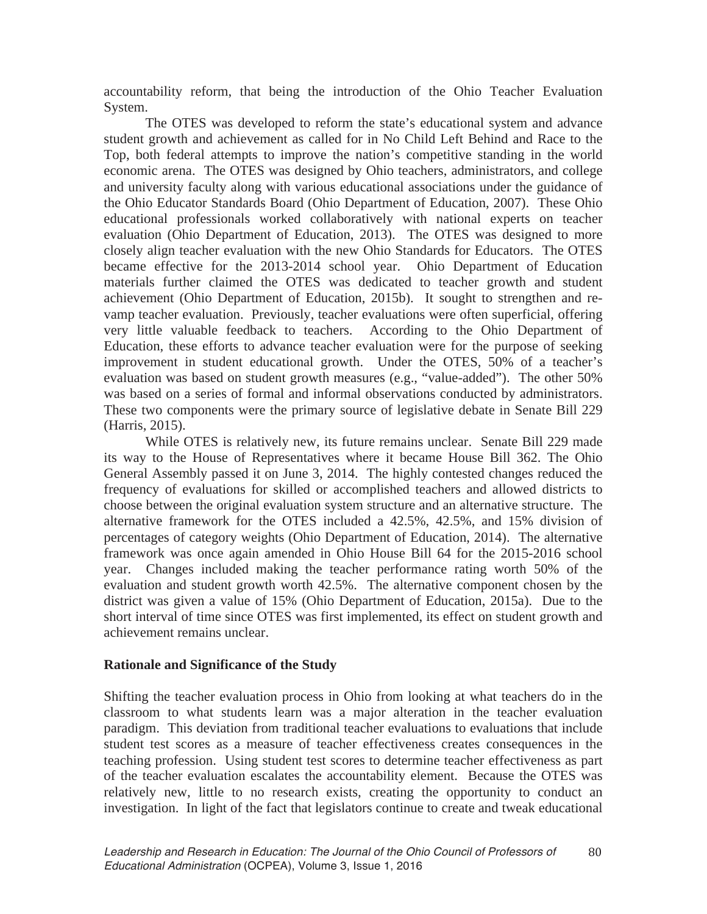accountability reform, that being the introduction of the Ohio Teacher Evaluation System.

The OTES was developed to reform the state's educational system and advance student growth and achievement as called for in No Child Left Behind and Race to the Top, both federal attempts to improve the nation's competitive standing in the world economic arena. The OTES was designed by Ohio teachers, administrators, and college and university faculty along with various educational associations under the guidance of the Ohio Educator Standards Board (Ohio Department of Education, 2007). These Ohio educational professionals worked collaboratively with national experts on teacher evaluation (Ohio Department of Education, 2013). The OTES was designed to more closely align teacher evaluation with the new Ohio Standards for Educators. The OTES became effective for the 2013-2014 school year. Ohio Department of Education materials further claimed the OTES was dedicated to teacher growth and student achievement (Ohio Department of Education, 2015b). It sought to strengthen and re-vamp teacher evaluation. Previously, teacher evaluations were often superficial, offering very little valuable feedback to teachers. According to the Ohio Department of Education, these efforts to advance teacher evaluation were for the purpose of seeking improvement in student educational growth. Under the OTES, 50% of a teacher's evaluation was based on student growth measures (e.g., "value-added"). The other 50% was based on a series of formal and informal observations conducted by administrators. These two components were the primary source of legislative debate in Senate Bill 229 (Harris, 2015).

While OTES is relatively new, its future remains unclear. Senate Bill 229 made its way to the House of Representatives where it became House Bill 362. The Ohio General Assembly passed it on June 3, 2014. The highly contested changes reduced the frequency of evaluations for skilled or accomplished teachers and allowed districts to choose between the original evaluation system structure and an alternative structure. The alternative framework for the OTES included a 42.5%, 42.5%, and 15% division of percentages of category weights (Ohio Department of Education, 2014). The alternative framework was once again amended in Ohio House Bill 64 for the 2015-2016 school year. Changes included making the teacher performance rating worth 50% of the evaluation and student growth worth 42.5%. The alternative component chosen by the district was given a value of 15% (Ohio Department of Education, 2015a). Due to the short interval of time since OTES was first implemented, its effect on student growth and achievement remains unclear.

## Rationale and Significance of the Study

Shifting the teacher evaluation process in Ohio from looking at what teachers do in the classroom to what students learn was a major alteration in the teacher evaluation paradigm. This deviation from traditional teacher evaluations to evaluations that include student test scores as a measure of teacher effectiveness creates consequences in the teaching profession. Using student test scores to determine teacher effectiveness as part of the teacher evaluation escalates the accountability element. Because the OTES was relatively new, little to no research exists, creating the opportunity to conduct an investigation. In light of the fact that legislators continue to create and tweak educational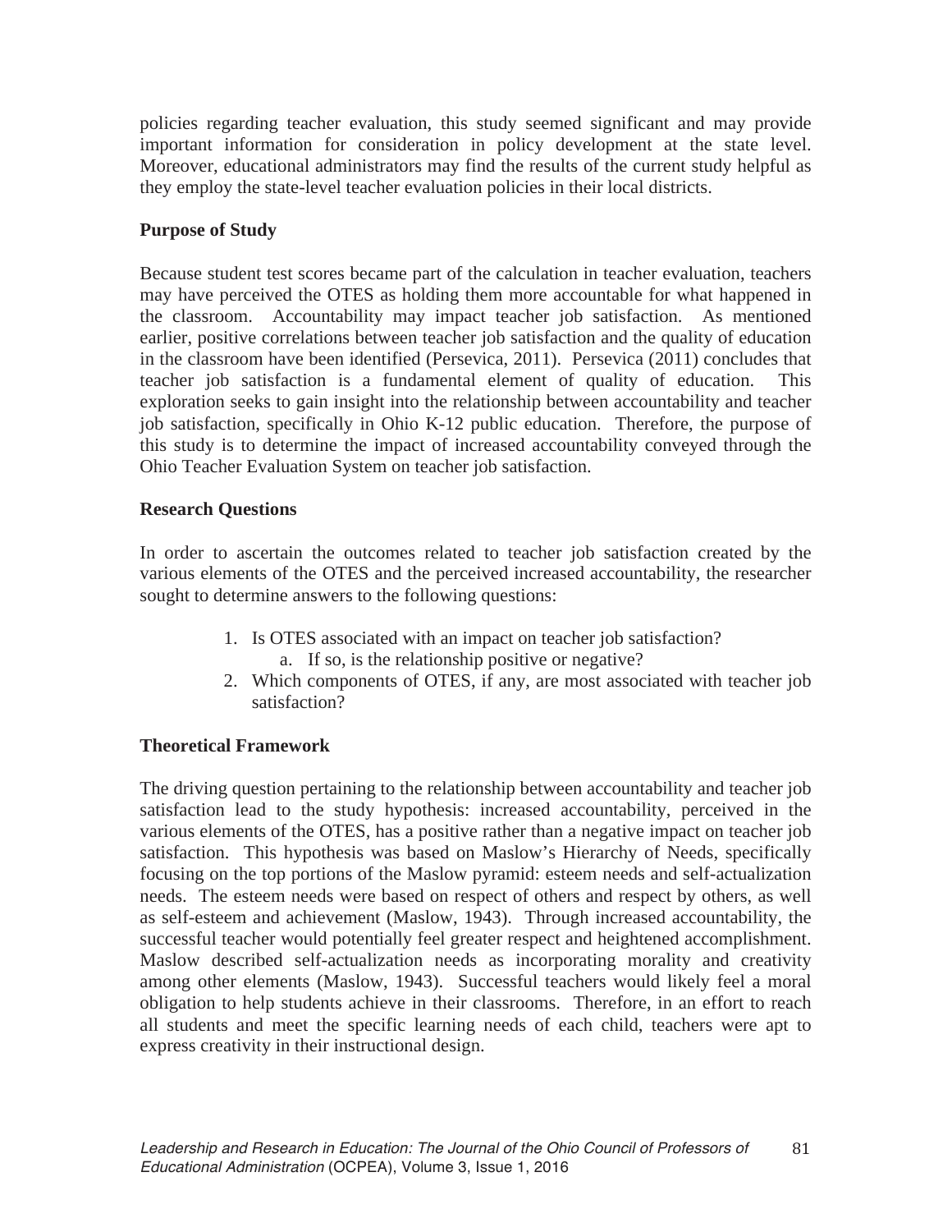policies regarding teacher evaluation, this study seemed significant and may provide important information for consideration in policy development at the state level. Moreover, educational administrators may find the results of the current study helpful as they employ the state-level teacher evaluation policies in their local districts.

**Purpose of Study**

Because student test scores became part of the calculation in teacher evaluation, teachers may have perceived the OTES as holding them more accountable for what happened in the classroom. Accountability may impact teacher job satisfaction. As mentioned earlier, positive correlations between teacher job satisfaction and the quality of education in the classroom have been identified (Persevica, 2011). Persevica (2011) concludes that teacher job satisfaction is a fundamental element of quality of education. This exploration seeks to gain insight into the relationship between accountability and teacher job satisfaction, specifically in Ohio K-12 public education. Therefore, the purpose of this study is to determine the impact of increased accountability conveyed through the Ohio Teacher Evaluation System on teacher job satisfaction.

**Research Questions**

In order to ascertain the outcomes related to teacher job satisfaction created by the various elements of the OTES and the perceived increased accountability, the researcher sought to determine answers to the following questions:

1. Is OTES associated with an impact on teacher job satisfaction?
    a. If so, is the relationship positive or negative?
2. Which components of OTES, if any, are most associated with teacher job satisfaction?

**Theoretical Framework**

The driving question pertaining to the relationship between accountability and teacher job satisfaction lead to the study hypothesis: increased accountability, perceived in the various elements of the OTES, has a positive rather than a negative impact on teacher job satisfaction. This hypothesis was based on Maslow's Hierarchy of Needs, specifically focusing on the top portions of the Maslow pyramid: esteem needs and self-actualization needs. The esteem needs were based on respect of others and respect by others, as well as self-esteem and achievement (Maslow, 1943). Through increased accountability, the successful teacher would potentially feel greater respect and heightened accomplishment. Maslow described self-actualization needs as incorporating morality and creativity among other elements (Maslow, 1943). Successful teachers would likely feel a moral obligation to help students achieve in their classrooms. Therefore, in an effort to reach all students and meet the specific learning needs of each child, teachers were apt to express creativity in their instructional design.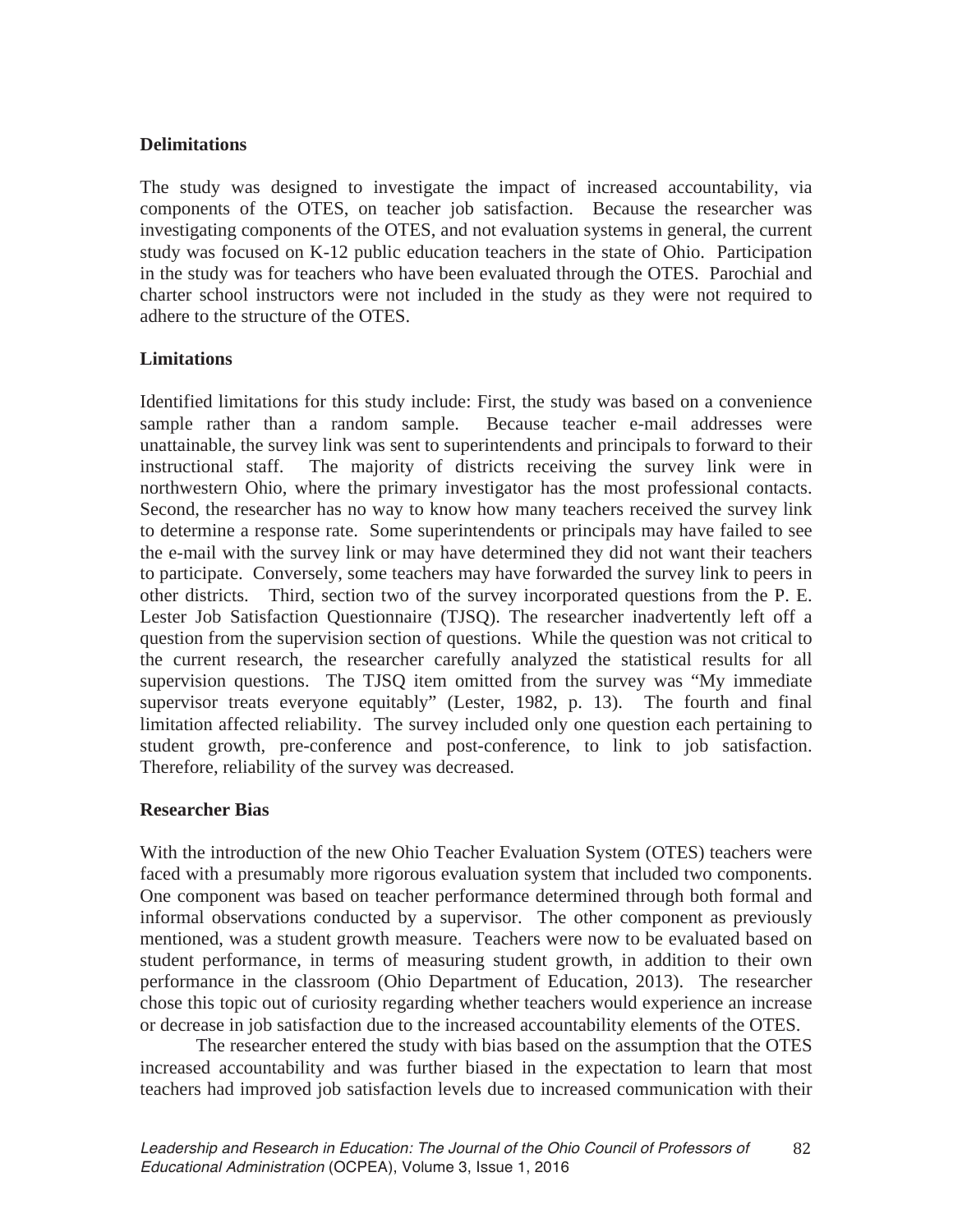**Delimitations**

The study was designed to investigate the impact of increased accountability, via components of the OTES, on teacher job satisfaction. Because the researcher was investigating components of the OTES, and not evaluation systems in general, the current study was focused on K-12 public education teachers in the state of Ohio. Participation in the study was for teachers who have been evaluated through the OTES. Parochial and charter school instructors were not included in the study as they were not required to adhere to the structure of the OTES.

**Limitations**

Identified limitations for this study include: First, the study was based on a convenience sample rather than a random sample. Because teacher e-mail addresses were unattainable, the survey link was sent to superintendents and principals to forward to their instructional staff. The majority of districts receiving the survey link were in northwestern Ohio, where the primary investigator has the most professional contacts. Second, the researcher has no way to know how many teachers received the survey link to determine a response rate. Some superintendents or principals may have failed to see the e-mail with the survey link or may have determined they did not want their teachers to participate. Conversely, some teachers may have forwarded the survey link to peers in other districts. Third, section two of the survey incorporated questions from the P. E. Lester Job Satisfaction Questionnaire (TJSQ). The researcher inadvertently left off a question from the supervision section of questions. While the question was not critical to the current research, the researcher carefully analyzed the statistical results for all supervision questions. The TJSQ item omitted from the survey was "My immediate supervisor treats everyone equitably" (Lester, 1982, p. 13). The fourth and final limitation affected reliability. The survey included only one question each pertaining to student growth, pre-conference and post-conference, to link to job satisfaction. Therefore, reliability of the survey was decreased.

**Researcher Bias**

With the introduction of the new Ohio Teacher Evaluation System (OTES) teachers were faced with a presumably more rigorous evaluation system that included two components. One component was based on teacher performance determined through both formal and informal observations conducted by a supervisor. The other component as previously mentioned, was a student growth measure. Teachers were now to be evaluated based on student performance, in terms of measuring student growth, in addition to their own performance in the classroom (Ohio Department of Education, 2013). The researcher chose this topic out of curiosity regarding whether teachers would experience an increase or decrease in job satisfaction due to the increased accountability elements of the OTES.

The researcher entered the study with bias based on the assumption that the OTES increased accountability and was further biased in the expectation to learn that most teachers had improved job satisfaction levels due to increased communication with their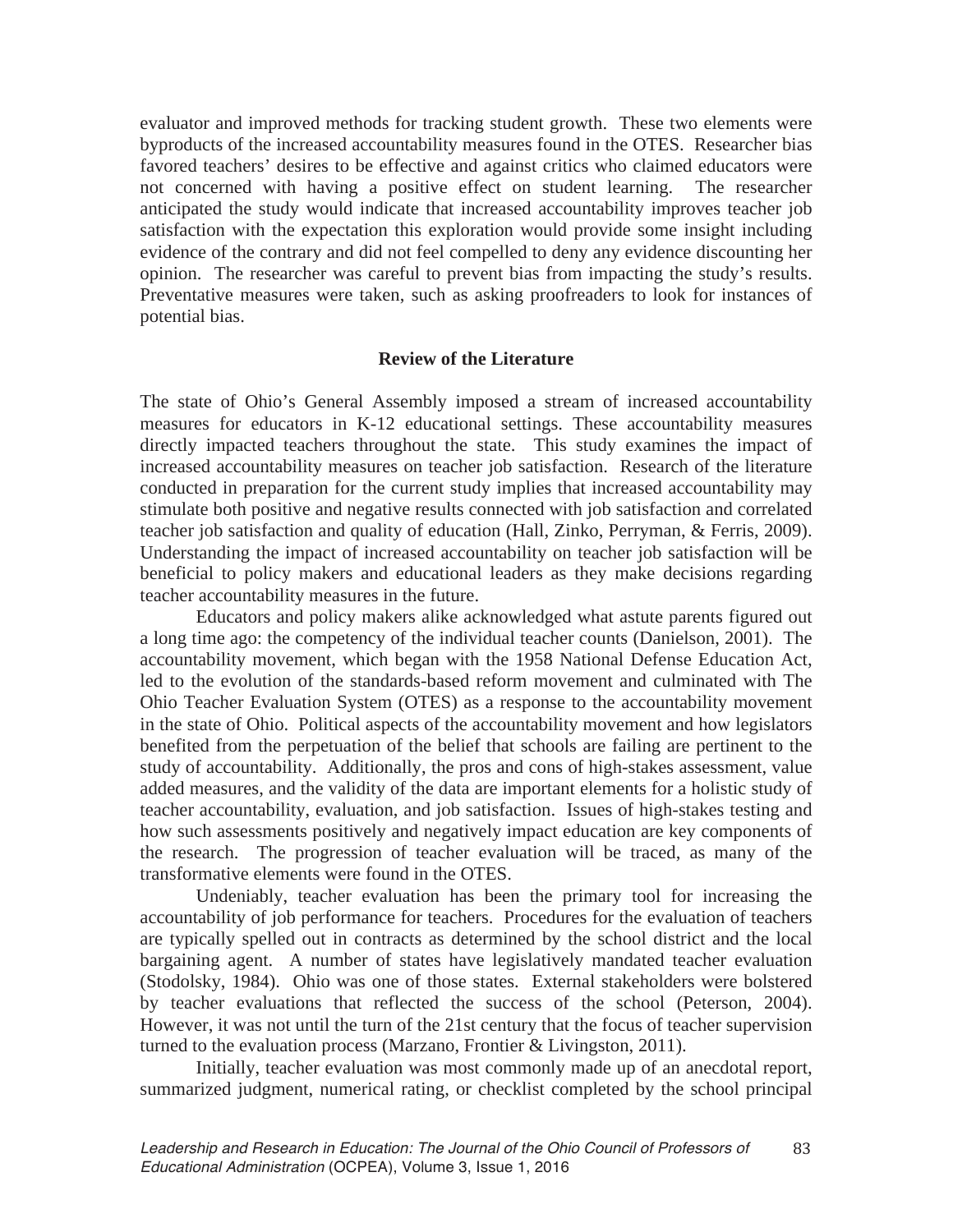evaluator and improved methods for tracking student growth. These two elements were byproducts of the increased accountability measures found in the OTES. Researcher bias favored teachers' desires to be effective and against critics who claimed educators were not concerned with having a positive effect on student learning. The researcher anticipated the study would indicate that increased accountability improves teacher job satisfaction with the expectation this exploration would provide some insight including evidence of the contrary and did not feel compelled to deny any evidence discounting her opinion. The researcher was careful to prevent bias from impacting the study's results. Preventative measures were taken, such as asking proofreaders to look for instances of potential bias.

## Review of the Literature

The state of Ohio's General Assembly imposed a stream of increased accountability measures for educators in K-12 educational settings. These accountability measures directly impacted teachers throughout the state. This study examines the impact of increased accountability measures on teacher job satisfaction. Research of the literature conducted in preparation for the current study implies that increased accountability may stimulate both positive and negative results connected with job satisfaction and correlated teacher job satisfaction and quality of education (Hall, Zinko, Perryman, & Ferris, 2009). Understanding the impact of increased accountability on teacher job satisfaction will be beneficial to policy makers and educational leaders as they make decisions regarding teacher accountability measures in the future.

Educators and policy makers alike acknowledged what astute parents figured out a long time ago: the competency of the individual teacher counts (Danielson, 2001). The accountability movement, which began with the 1958 National Defense Education Act, led to the evolution of the standards-based reform movement and culminated with The Ohio Teacher Evaluation System (OTES) as a response to the accountability movement in the state of Ohio. Political aspects of the accountability movement and how legislators benefited from the perpetuation of the belief that schools are failing are pertinent to the study of accountability. Additionally, the pros and cons of high-stakes assessment, value added measures, and the validity of the data are important elements for a holistic study of teacher accountability, evaluation, and job satisfaction. Issues of high-stakes testing and how such assessments positively and negatively impact education are key components of the research. The progression of teacher evaluation will be traced, as many of the transformative elements were found in the OTES.

Undeniably, teacher evaluation has been the primary tool for increasing the accountability of job performance for teachers. Procedures for the evaluation of teachers are typically spelled out in contracts as determined by the school district and the local bargaining agent. A number of states have legislatively mandated teacher evaluation (Stodolsky, 1984). Ohio was one of those states. External stakeholders were bolstered by teacher evaluations that reflected the success of the school (Peterson, 2004). However, it was not until the turn of the 21st century that the focus of teacher supervision turned to the evaluation process (Marzano, Frontier & Livingston, 2011).

Initially, teacher evaluation was most commonly made up of an anecdotal report, summarized judgment, numerical rating, or checklist completed by the school principal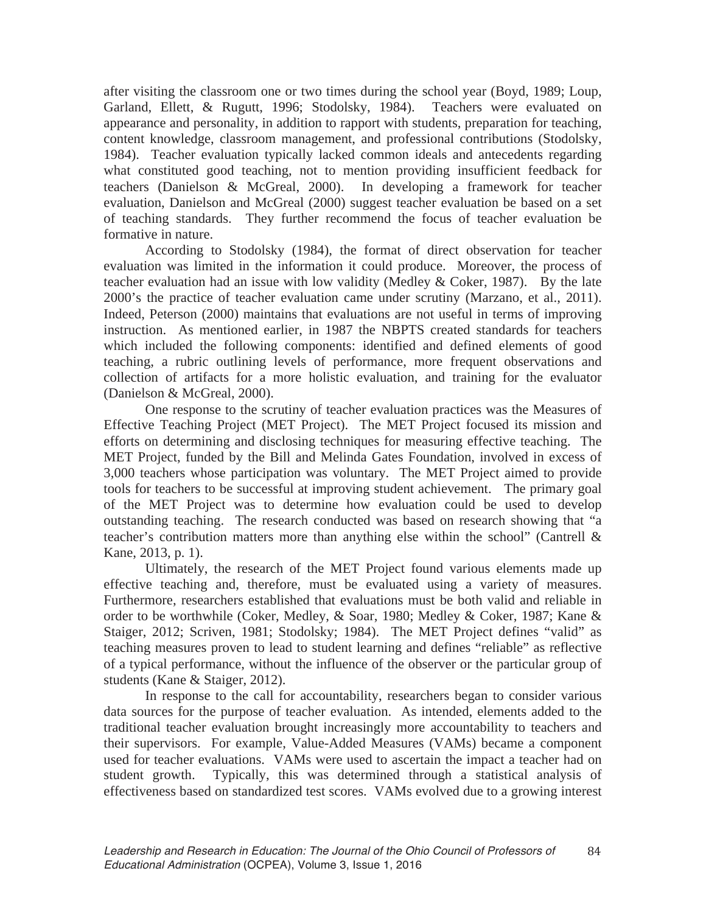after visiting the classroom one or two times during the school year (Boyd, 1989; Loup, Garland, Ellett, & Rugutt, 1996; Stodolsky, 1984). Teachers were evaluated on appearance and personality, in addition to rapport with students, preparation for teaching, content knowledge, classroom management, and professional contributions (Stodolsky, 1984). Teacher evaluation typically lacked common ideals and antecedents regarding what constituted good teaching, not to mention providing insufficient feedback for teachers (Danielson & McGreal, 2000). In developing a framework for teacher evaluation, Danielson and McGreal (2000) suggest teacher evaluation be based on a set of teaching standards. They further recommend the focus of teacher evaluation be formative in nature.

According to Stodolsky (1984), the format of direct observation for teacher evaluation was limited in the information it could produce. Moreover, the process of teacher evaluation had an issue with low validity (Medley & Coker, 1987). By the late 2000's the practice of teacher evaluation came under scrutiny (Marzano, et al., 2011). Indeed, Peterson (2000) maintains that evaluations are not useful in terms of improving instruction. As mentioned earlier, in 1987 the NBPTS created standards for teachers which included the following components: identified and defined elements of good teaching, a rubric outlining levels of performance, more frequent observations and collection of artifacts for a more holistic evaluation, and training for the evaluator (Danielson & McGreal, 2000).

One response to the scrutiny of teacher evaluation practices was the Measures of Effective Teaching Project (MET Project). The MET Project focused its mission and efforts on determining and disclosing techniques for measuring effective teaching. The MET Project, funded by the Bill and Melinda Gates Foundation, involved in excess of 3,000 teachers whose participation was voluntary. The MET Project aimed to provide tools for teachers to be successful at improving student achievement. The primary goal of the MET Project was to determine how evaluation could be used to develop outstanding teaching. The research conducted was based on research showing that "a teacher's contribution matters more than anything else within the school" (Cantrell & Kane, 2013, p. 1).

Ultimately, the research of the MET Project found various elements made up effective teaching and, therefore, must be evaluated using a variety of measures. Furthermore, researchers established that evaluations must be both valid and reliable in order to be worthwhile (Coker, Medley, & Soar, 1980; Medley & Coker, 1987; Kane & Staiger, 2012; Scriven, 1981; Stodolsky; 1984). The MET Project defines "valid" as teaching measures proven to lead to student learning and defines "reliable" as reflective of a typical performance, without the influence of the observer or the particular group of students (Kane & Staiger, 2012).

In response to the call for accountability, researchers began to consider various data sources for the purpose of teacher evaluation. As intended, elements added to the traditional teacher evaluation brought increasingly more accountability to teachers and their supervisors. For example, Value-Added Measures (VAMs) became a component used for teacher evaluations. VAMs were used to ascertain the impact a teacher had on student growth. Typically, this was determined through a statistical analysis of effectiveness based on standardized test scores. VAMs evolved due to a growing interest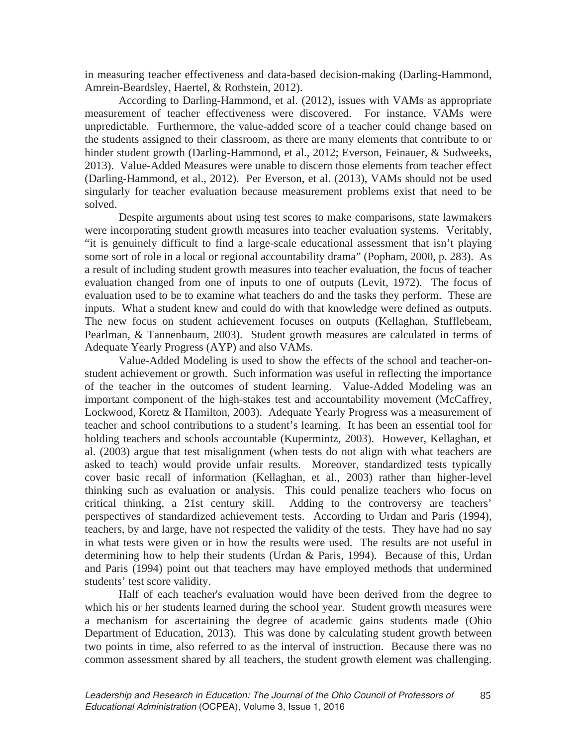in measuring teacher effectiveness and data-based decision-making (Darling-Hammond, Amrein-Beardsley, Haertel, & Rothstein, 2012).

According to Darling-Hammond, et al. (2012), issues with VAMs as appropriate measurement of teacher effectiveness were discovered. For instance, VAMs were unpredictable. Furthermore, the value-added score of a teacher could change based on the students assigned to their classroom, as there are many elements that contribute to or hinder student growth (Darling-Hammond, et al., 2012; Everson, Feinauer, & Sudweeks, 2013). Value-Added Measures were unable to discern those elements from teacher effect (Darling-Hammond, et al., 2012). Per Everson, et al. (2013), VAMs should not be used singularly for teacher evaluation because measurement problems exist that need to be solved.

Despite arguments about using test scores to make comparisons, state lawmakers were incorporating student growth measures into teacher evaluation systems. Veritably, "it is genuinely difficult to find a large-scale educational assessment that isn't playing some sort of role in a local or regional accountability drama" (Popham, 2000, p. 283). As a result of including student growth measures into teacher evaluation, the focus of teacher evaluation changed from one of inputs to one of outputs (Levit, 1972). The focus of evaluation used to be to examine what teachers do and the tasks they perform. These are inputs. What a student knew and could do with that knowledge were defined as outputs. The new focus on student achievement focuses on outputs (Kellaghan, Stufflebeam, Pearlman, & Tannenbaum, 2003). Student growth measures are calculated in terms of Adequate Yearly Progress (AYP) and also VAMs.

Value-Added Modeling is used to show the effects of the school and teacher-on-student achievement or growth. Such information was useful in reflecting the importance of the teacher in the outcomes of student learning. Value-Added Modeling was an important component of the high-stakes test and accountability movement (McCaffrey, Lockwood, Koretz & Hamilton, 2003). Adequate Yearly Progress was a measurement of teacher and school contributions to a student's learning. It has been an essential tool for holding teachers and schools accountable (Kupermintz, 2003). However, Kellaghan, et al. (2003) argue that test misalignment (when tests do not align with what teachers are asked to teach) would provide unfair results. Moreover, standardized tests typically cover basic recall of information (Kellaghan, et al., 2003) rather than higher-level thinking such as evaluation or analysis. This could penalize teachers who focus on critical thinking, a 21st century skill. Adding to the controversy are teachers' perspectives of standardized achievement tests. According to Urdan and Paris (1994), teachers, by and large, have not respected the validity of the tests. They have had no say in what tests were given or in how the results were used. The results are not useful in determining how to help their students (Urdan & Paris, 1994). Because of this, Urdan and Paris (1994) point out that teachers may have employed methods that undermined students' test score validity.

Half of each teacher's evaluation would have been derived from the degree to which his or her students learned during the school year. Student growth measures were a mechanism for ascertaining the degree of academic gains students made (Ohio Department of Education, 2013). This was done by calculating student growth between two points in time, also referred to as the interval of instruction. Because there was no common assessment shared by all teachers, the student growth element was challenging.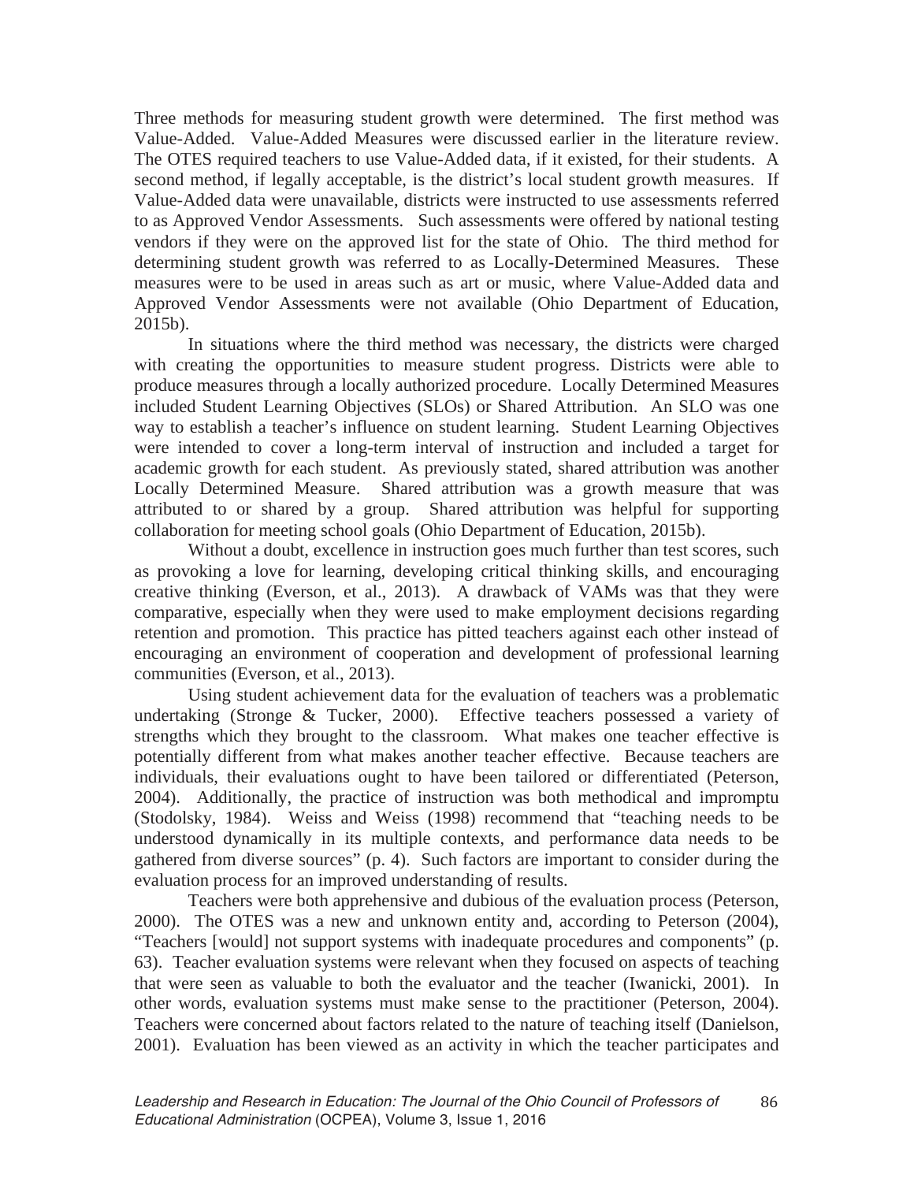Three methods for measuring student growth were determined. The first method was Value-Added. Value-Added Measures were discussed earlier in the literature review. The OTES required teachers to use Value-Added data, if it existed, for their students. A second method, if legally acceptable, is the district's local student growth measures. If Value-Added data were unavailable, districts were instructed to use assessments referred to as Approved Vendor Assessments. Such assessments were offered by national testing vendors if they were on the approved list for the state of Ohio. The third method for determining student growth was referred to as Locally-Determined Measures. These measures were to be used in areas such as art or music, where Value-Added data and Approved Vendor Assessments were not available (Ohio Department of Education, 2015b).

In situations where the third method was necessary, the districts were charged with creating the opportunities to measure student progress. Districts were able to produce measures through a locally authorized procedure. Locally Determined Measures included Student Learning Objectives (SLOs) or Shared Attribution. An SLO was one way to establish a teacher's influence on student learning. Student Learning Objectives were intended to cover a long-term interval of instruction and included a target for academic growth for each student. As previously stated, shared attribution was another Locally Determined Measure. Shared attribution was a growth measure that was attributed to or shared by a group. Shared attribution was helpful for supporting collaboration for meeting school goals (Ohio Department of Education, 2015b).

Without a doubt, excellence in instruction goes much further than test scores, such as provoking a love for learning, developing critical thinking skills, and encouraging creative thinking (Everson, et al., 2013). A drawback of VAMs was that they were comparative, especially when they were used to make employment decisions regarding retention and promotion. This practice has pitted teachers against each other instead of encouraging an environment of cooperation and development of professional learning communities (Everson, et al., 2013).

Using student achievement data for the evaluation of teachers was a problematic undertaking (Stronge & Tucker, 2000). Effective teachers possessed a variety of strengths which they brought to the classroom. What makes one teacher effective is potentially different from what makes another teacher effective. Because teachers are individuals, their evaluations ought to have been tailored or differentiated (Peterson, 2004). Additionally, the practice of instruction was both methodical and impromptu (Stodolsky, 1984). Weiss and Weiss (1998) recommend that "teaching needs to be understood dynamically in its multiple contexts, and performance data needs to be gathered from diverse sources" (p. 4). Such factors are important to consider during the evaluation process for an improved understanding of results.

Teachers were both apprehensive and dubious of the evaluation process (Peterson, 2000). The OTES was a new and unknown entity and, according to Peterson (2004), "Teachers [would] not support systems with inadequate procedures and components" (p. 63). Teacher evaluation systems were relevant when they focused on aspects of teaching that were seen as valuable to both the evaluator and the teacher (Iwanicki, 2001). In other words, evaluation systems must make sense to the practitioner (Peterson, 2004). Teachers were concerned about factors related to the nature of teaching itself (Danielson, 2001). Evaluation has been viewed as an activity in which the teacher participates and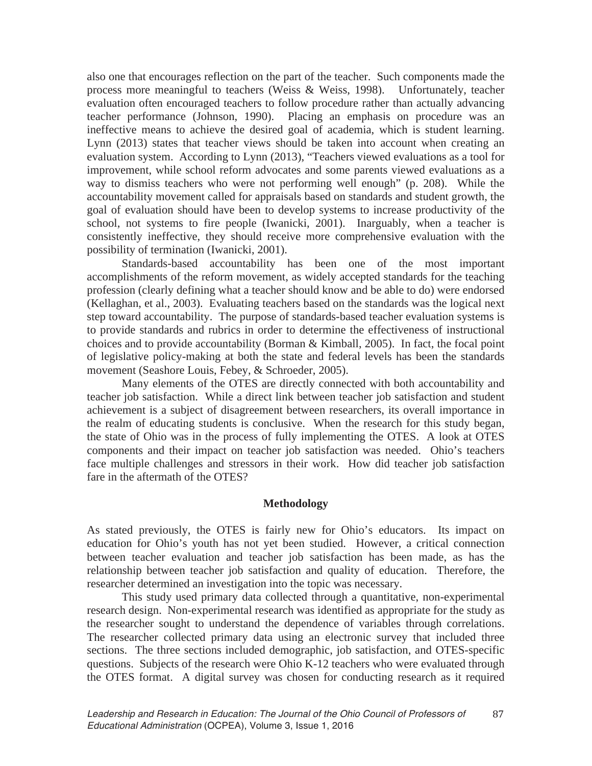also one that encourages reflection on the part of the teacher. Such components made the process more meaningful to teachers (Weiss & Weiss, 1998). Unfortunately, teacher evaluation often encouraged teachers to follow procedure rather than actually advancing teacher performance (Johnson, 1990). Placing an emphasis on procedure was an ineffective means to achieve the desired goal of academia, which is student learning. Lynn (2013) states that teacher views should be taken into account when creating an evaluation system. According to Lynn (2013), "Teachers viewed evaluations as a tool for improvement, while school reform advocates and some parents viewed evaluations as a way to dismiss teachers who were not performing well enough" (p. 208). While the accountability movement called for appraisals based on standards and student growth, the goal of evaluation should have been to develop systems to increase productivity of the school, not systems to fire people (Iwanicki, 2001). Inarguably, when a teacher is consistently ineffective, they should receive more comprehensive evaluation with the possibility of termination (Iwanicki, 2001).

Standards-based accountability has been one of the most important accomplishments of the reform movement, as widely accepted standards for the teaching profession (clearly defining what a teacher should know and be able to do) were endorsed (Kellaghan, et al., 2003). Evaluating teachers based on the standards was the logical next step toward accountability. The purpose of standards-based teacher evaluation systems is to provide standards and rubrics in order to determine the effectiveness of instructional choices and to provide accountability (Borman & Kimball, 2005). In fact, the focal point of legislative policy-making at both the state and federal levels has been the standards movement (Seashore Louis, Febey, & Schroeder, 2005).

Many elements of the OTES are directly connected with both accountability and teacher job satisfaction. While a direct link between teacher job satisfaction and student achievement is a subject of disagreement between researchers, its overall importance in the realm of educating students is conclusive. When the research for this study began, the state of Ohio was in the process of fully implementing the OTES. A look at OTES components and their impact on teacher job satisfaction was needed. Ohio's teachers face multiple challenges and stressors in their work. How did teacher job satisfaction fare in the aftermath of the OTES?

## Methodology

As stated previously, the OTES is fairly new for Ohio's educators. Its impact on education for Ohio's youth has not yet been studied. However, a critical connection between teacher evaluation and teacher job satisfaction has been made, as has the relationship between teacher job satisfaction and quality of education. Therefore, the researcher determined an investigation into the topic was necessary.

This study used primary data collected through a quantitative, non-experimental research design. Non-experimental research was identified as appropriate for the study as the researcher sought to understand the dependence of variables through correlations. The researcher collected primary data using an electronic survey that included three sections. The three sections included demographic, job satisfaction, and OTES-specific questions. Subjects of the research were Ohio K-12 teachers who were evaluated through the OTES format. A digital survey was chosen for conducting research as it required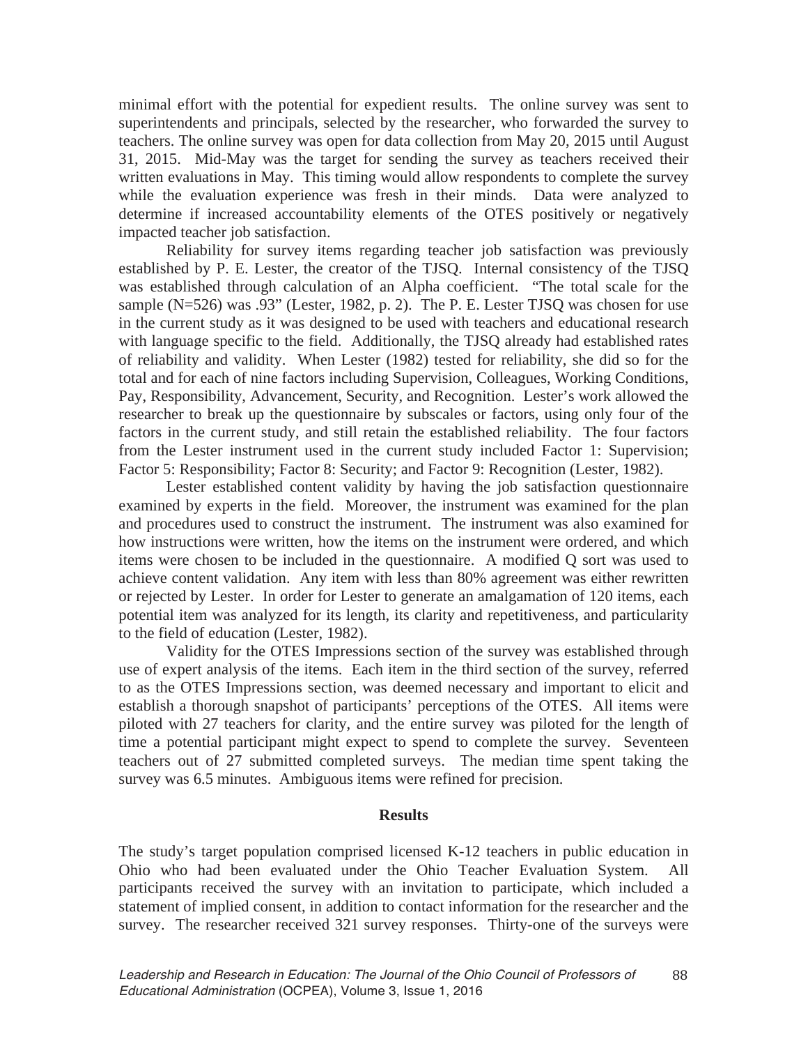minimal effort with the potential for expedient results. The online survey was sent to superintendents and principals, selected by the researcher, who forwarded the survey to teachers. The online survey was open for data collection from May 20, 2015 until August 31, 2015. Mid-May was the target for sending the survey as teachers received their written evaluations in May. This timing would allow respondents to complete the survey while the evaluation experience was fresh in their minds. Data were analyzed to determine if increased accountability elements of the OTES positively or negatively impacted teacher job satisfaction.

Reliability for survey items regarding teacher job satisfaction was previously established by P. E. Lester, the creator of the TJSQ. Internal consistency of the TJSQ was established through calculation of an Alpha coefficient. "The total scale for the sample (N=526) was .93" (Lester, 1982, p. 2). The P. E. Lester TJSQ was chosen for use in the current study as it was designed to be used with teachers and educational research with language specific to the field. Additionally, the TJSQ already had established rates of reliability and validity. When Lester (1982) tested for reliability, she did so for the total and for each of nine factors including Supervision, Colleagues, Working Conditions, Pay, Responsibility, Advancement, Security, and Recognition. Lester's work allowed the researcher to break up the questionnaire by subscales or factors, using only four of the factors in the current study, and still retain the established reliability. The four factors from the Lester instrument used in the current study included Factor 1: Supervision; Factor 5: Responsibility; Factor 8: Security; and Factor 9: Recognition (Lester, 1982).

Lester established content validity by having the job satisfaction questionnaire examined by experts in the field. Moreover, the instrument was examined for the plan and procedures used to construct the instrument. The instrument was also examined for how instructions were written, how the items on the instrument were ordered, and which items were chosen to be included in the questionnaire. A modified Q sort was used to achieve content validation. Any item with less than 80% agreement was either rewritten or rejected by Lester. In order for Lester to generate an amalgamation of 120 items, each potential item was analyzed for its length, its clarity and repetitiveness, and particularity to the field of education (Lester, 1982).

Validity for the OTES Impressions section of the survey was established through use of expert analysis of the items. Each item in the third section of the survey, referred to as the OTES Impressions section, was deemed necessary and important to elicit and establish a thorough snapshot of participants' perceptions of the OTES. All items were piloted with 27 teachers for clarity, and the entire survey was piloted for the length of time a potential participant might expect to spend to complete the survey. Seventeen teachers out of 27 submitted completed surveys. The median time spent taking the survey was 6.5 minutes. Ambiguous items were refined for precision.

## Results

The study's target population comprised licensed K-12 teachers in public education in Ohio who had been evaluated under the Ohio Teacher Evaluation System. All participants received the survey with an invitation to participate, which included a statement of implied consent, in addition to contact information for the researcher and the survey. The researcher received 321 survey responses. Thirty-one of the surveys were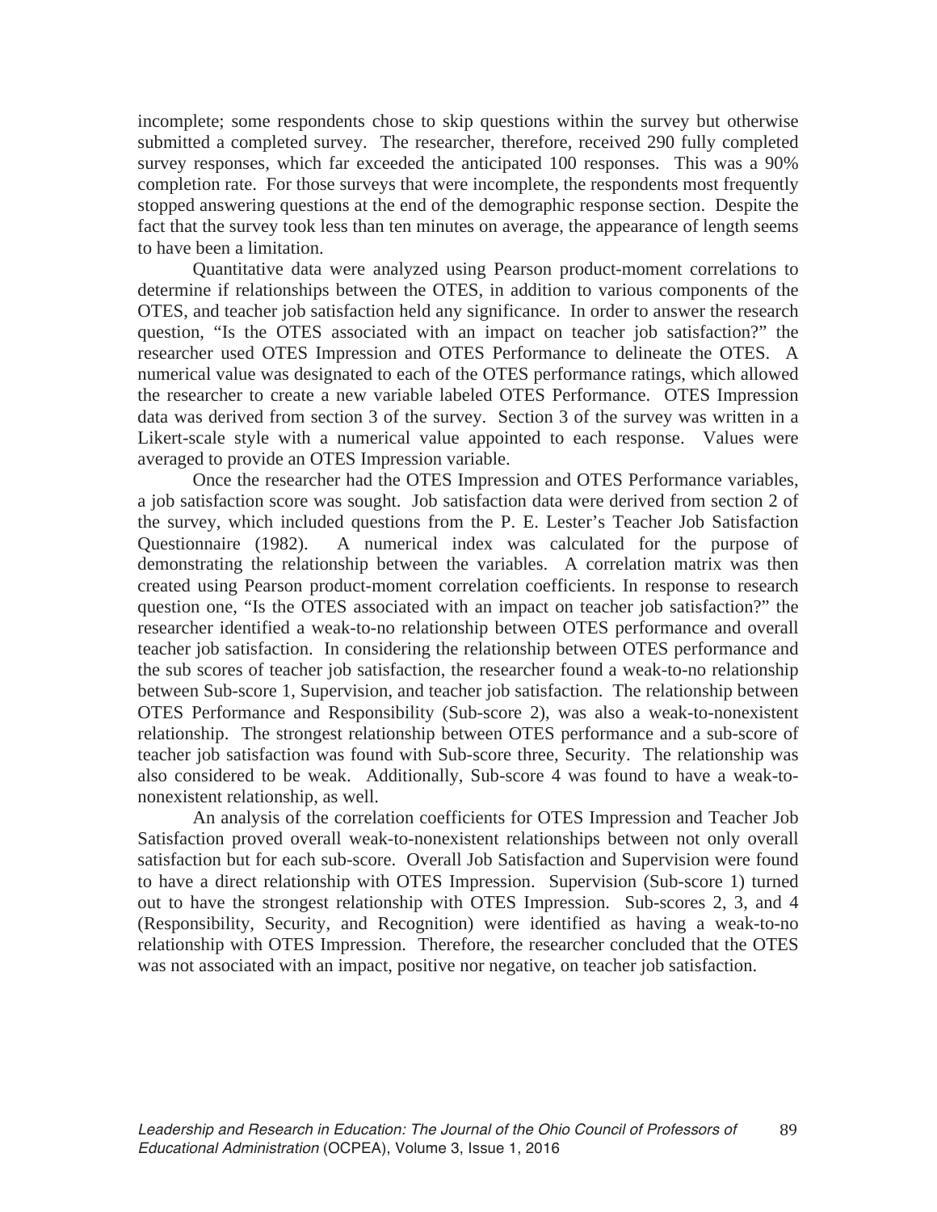incomplete; some respondents chose to skip questions within the survey but otherwise submitted a completed survey. The researcher, therefore, received 290 fully completed survey responses, which far exceeded the anticipated 100 responses. This was a 90% completion rate. For those surveys that were incomplete, the respondents most frequently stopped answering questions at the end of the demographic response section. Despite the fact that the survey took less than ten minutes on average, the appearance of length seems to have been a limitation.

Quantitative data were analyzed using Pearson product-moment correlations to determine if relationships between the OTES, in addition to various components of the OTES, and teacher job satisfaction held any significance. In order to answer the research question, "Is the OTES associated with an impact on teacher job satisfaction?" the researcher used OTES Impression and OTES Performance to delineate the OTES. A numerical value was designated to each of the OTES performance ratings, which allowed the researcher to create a new variable labeled OTES Performance. OTES Impression data was derived from section 3 of the survey. Section 3 of the survey was written in a Likert-scale style with a numerical value appointed to each response. Values were averaged to provide an OTES Impression variable.

Once the researcher had the OTES Impression and OTES Performance variables, a job satisfaction score was sought. Job satisfaction data were derived from section 2 of the survey, which included questions from the P. E. Lester's Teacher Job Satisfaction Questionnaire (1982). A numerical index was calculated for the purpose of demonstrating the relationship between the variables. A correlation matrix was then created using Pearson product-moment correlation coefficients. In response to research question one, "Is the OTES associated with an impact on teacher job satisfaction?" the researcher identified a weak-to-no relationship between OTES performance and overall teacher job satisfaction. In considering the relationship between OTES performance and the sub scores of teacher job satisfaction, the researcher found a weak-to-no relationship between Sub-score 1, Supervision, and teacher job satisfaction. The relationship between OTES Performance and Responsibility (Sub-score 2), was also a weak-to-nonexistent relationship. The strongest relationship between OTES performance and a sub-score of teacher job satisfaction was found with Sub-score three, Security. The relationship was also considered to be weak. Additionally, Sub-score 4 was found to have a weak-to-nonexistent relationship, as well.

An analysis of the correlation coefficients for OTES Impression and Teacher Job Satisfaction proved overall weak-to-nonexistent relationships between not only overall satisfaction but for each sub-score. Overall Job Satisfaction and Supervision were found to have a direct relationship with OTES Impression. Supervision (Sub-score 1) turned out to have the strongest relationship with OTES Impression. Sub-scores 2, 3, and 4 (Responsibility, Security, and Recognition) were identified as having a weak-to-no relationship with OTES Impression. Therefore, the researcher concluded that the OTES was not associated with an impact, positive nor negative, on teacher job satisfaction.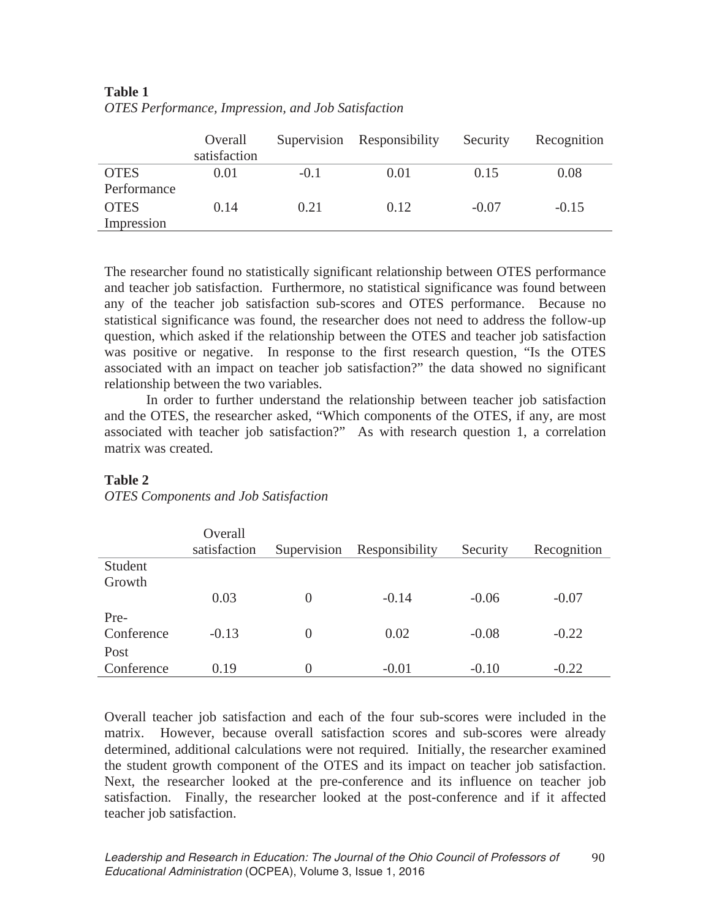**Table 1**

*OTES Performance, Impression, and Job Satisfaction*

| | Overall satisfaction | Supervision | Responsibility | Security | Recognition |
|---|---|---|---|---|---|
| OTES Performance | 0.01 | -0.1 | 0.01 | 0.15 | 0.08 |
| OTES Impression | 0.14 | 0.21 | 0.12 | -0.07 | -0.15 |

The researcher found no statistically significant relationship between OTES performance and teacher job satisfaction. Furthermore, no statistical significance was found between any of the teacher job satisfaction sub-scores and OTES performance. Because no statistical significance was found, the researcher does not need to address the follow-up question, which asked if the relationship between the OTES and teacher job satisfaction was positive or negative. In response to the first research question, "Is the OTES associated with an impact on teacher job satisfaction?" the data showed no significant relationship between the two variables.

In order to further understand the relationship between teacher job satisfaction and the OTES, the researcher asked, "Which components of the OTES, if any, are most associated with teacher job satisfaction?" As with research question 1, a correlation matrix was created.

**Table 2**

*OTES Components and Job Satisfaction*

| | Overall satisfaction | Supervision | Responsibility | Security | Recognition |
|---|---|---|---|---|---|
| Student Growth | 0.03 | 0 | -0.14 | -0.06 | -0.07 |
| Pre-Conference | -0.13 | 0 | 0.02 | -0.08 | -0.22 |
| Post Conference | 0.19 | 0 | -0.01 | -0.10 | -0.22 |

Overall teacher job satisfaction and each of the four sub-scores were included in the matrix. However, because overall satisfaction scores and sub-scores were already determined, additional calculations were not required. Initially, the researcher examined the student growth component of the OTES and its impact on teacher job satisfaction. Next, the researcher looked at the pre-conference and its influence on teacher job satisfaction. Finally, the researcher looked at the post-conference and if it affected teacher job satisfaction.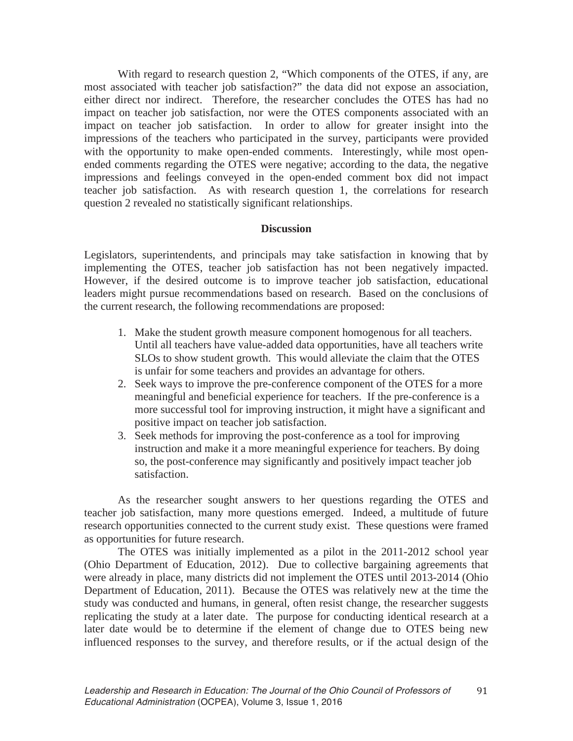With regard to research question 2, "Which components of the OTES, if any, are most associated with teacher job satisfaction?" the data did not expose an association, either direct nor indirect. Therefore, the researcher concludes the OTES has had no impact on teacher job satisfaction, nor were the OTES components associated with an impact on teacher job satisfaction. In order to allow for greater insight into the impressions of the teachers who participated in the survey, participants were provided with the opportunity to make open-ended comments. Interestingly, while most open-ended comments regarding the OTES were negative; according to the data, the negative impressions and feelings conveyed in the open-ended comment box did not impact teacher job satisfaction. As with research question 1, the correlations for research question 2 revealed no statistically significant relationships.

## Discussion

Legislators, superintendents, and principals may take satisfaction in knowing that by implementing the OTES, teacher job satisfaction has not been negatively impacted. However, if the desired outcome is to improve teacher job satisfaction, educational leaders might pursue recommendations based on research. Based on the conclusions of the current research, the following recommendations are proposed:

1. Make the student growth measure component homogenous for all teachers. Until all teachers have value-added data opportunities, have all teachers write SLOs to show student growth. This would alleviate the claim that the OTES is unfair for some teachers and provides an advantage for others.
2. Seek ways to improve the pre-conference component of the OTES for a more meaningful and beneficial experience for teachers. If the pre-conference is a more successful tool for improving instruction, it might have a significant and positive impact on teacher job satisfaction.
3. Seek methods for improving the post-conference as a tool for improving instruction and make it a more meaningful experience for teachers. By doing so, the post-conference may significantly and positively impact teacher job satisfaction.

As the researcher sought answers to her questions regarding the OTES and teacher job satisfaction, many more questions emerged. Indeed, a multitude of future research opportunities connected to the current study exist. These questions were framed as opportunities for future research.

The OTES was initially implemented as a pilot in the 2011-2012 school year (Ohio Department of Education, 2012). Due to collective bargaining agreements that were already in place, many districts did not implement the OTES until 2013-2014 (Ohio Department of Education, 2011). Because the OTES was relatively new at the time the study was conducted and humans, in general, often resist change, the researcher suggests replicating the study at a later date. The purpose for conducting identical research at a later date would be to determine if the element of change due to OTES being new influenced responses to the survey, and therefore results, or if the actual design of the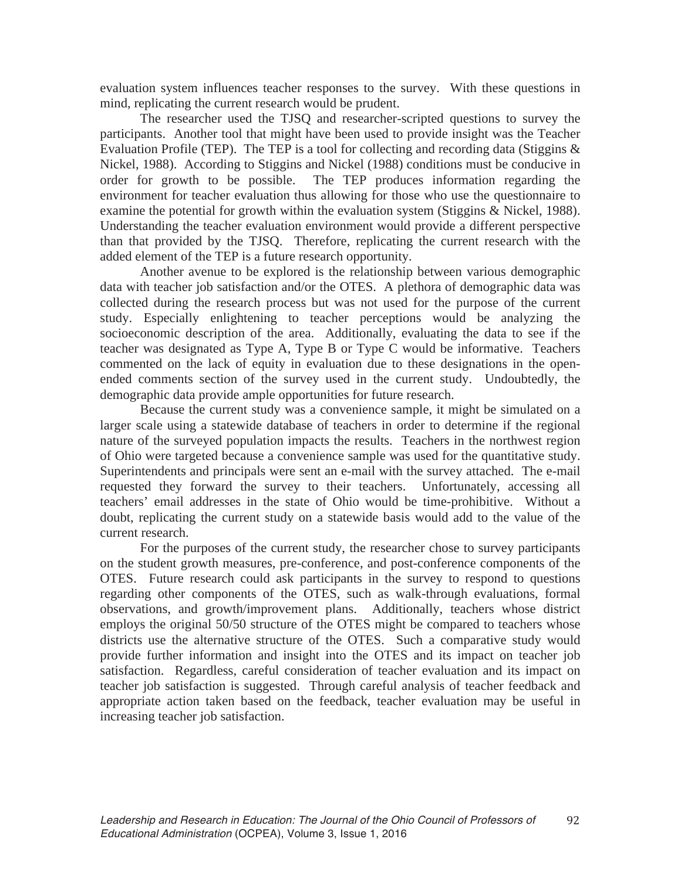evaluation system influences teacher responses to the survey. With these questions in mind, replicating the current research would be prudent.

The researcher used the TJSQ and researcher-scripted questions to survey the participants. Another tool that might have been used to provide insight was the Teacher Evaluation Profile (TEP). The TEP is a tool for collecting and recording data (Stiggins & Nickel, 1988). According to Stiggins and Nickel (1988) conditions must be conducive in order for growth to be possible. The TEP produces information regarding the environment for teacher evaluation thus allowing for those who use the questionnaire to examine the potential for growth within the evaluation system (Stiggins & Nickel, 1988). Understanding the teacher evaluation environment would provide a different perspective than that provided by the TJSQ. Therefore, replicating the current research with the added element of the TEP is a future research opportunity.

Another avenue to be explored is the relationship between various demographic data with teacher job satisfaction and/or the OTES. A plethora of demographic data was collected during the research process but was not used for the purpose of the current study. Especially enlightening to teacher perceptions would be analyzing the socioeconomic description of the area. Additionally, evaluating the data to see if the teacher was designated as Type A, Type B or Type C would be informative. Teachers commented on the lack of equity in evaluation due to these designations in the open-ended comments section of the survey used in the current study. Undoubtedly, the demographic data provide ample opportunities for future research.

Because the current study was a convenience sample, it might be simulated on a larger scale using a statewide database of teachers in order to determine if the regional nature of the surveyed population impacts the results. Teachers in the northwest region of Ohio were targeted because a convenience sample was used for the quantitative study. Superintendents and principals were sent an e-mail with the survey attached. The e-mail requested they forward the survey to their teachers. Unfortunately, accessing all teachers' email addresses in the state of Ohio would be time-prohibitive. Without a doubt, replicating the current study on a statewide basis would add to the value of the current research.

For the purposes of the current study, the researcher chose to survey participants on the student growth measures, pre-conference, and post-conference components of the OTES. Future research could ask participants in the survey to respond to questions regarding other components of the OTES, such as walk-through evaluations, formal observations, and growth/improvement plans. Additionally, teachers whose district employs the original 50/50 structure of the OTES might be compared to teachers whose districts use the alternative structure of the OTES. Such a comparative study would provide further information and insight into the OTES and its impact on teacher job satisfaction. Regardless, careful consideration of teacher evaluation and its impact on teacher job satisfaction is suggested. Through careful analysis of teacher feedback and appropriate action taken based on the feedback, teacher evaluation may be useful in increasing teacher job satisfaction.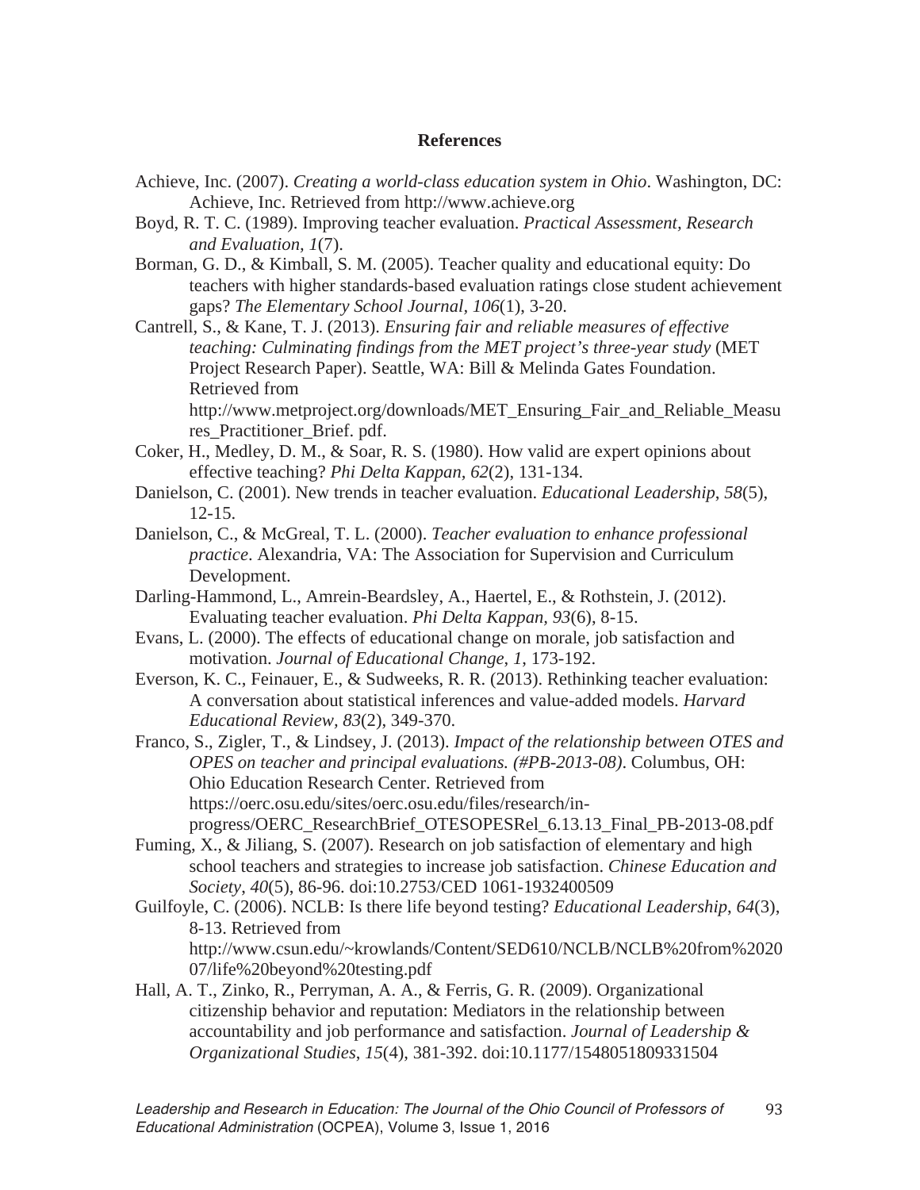## References

Achieve, Inc. (2007). *Creating a world-class education system in Ohio*. Washington, DC: Achieve, Inc. Retrieved from http://www.achieve.org

Boyd, R. T. C. (1989). Improving teacher evaluation. *Practical Assessment, Research and Evaluation*, *1*(7).

Borman, G. D., & Kimball, S. M. (2005). Teacher quality and educational equity: Do teachers with higher standards-based evaluation ratings close student achievement gaps? *The Elementary School Journal, 106*(1), 3-20.

Cantrell, S., & Kane, T. J. (2013). *Ensuring fair and reliable measures of effective teaching: Culminating findings from the MET project's three-year study* (MET Project Research Paper). Seattle, WA: Bill & Melinda Gates Foundation. Retrieved from http://www.metproject.org/downloads/MET_Ensuring_Fair_and_Reliable_Measures_Practitioner_Brief. pdf.

Coker, H., Medley, D. M., & Soar, R. S. (1980). How valid are expert opinions about effective teaching? *Phi Delta Kappan, 62*(2), 131-134.

Danielson, C. (2001). New trends in teacher evaluation. *Educational Leadership*, *58*(5), 12-15.

Danielson, C., & McGreal, T. L. (2000). *Teacher evaluation to enhance professional practice*. Alexandria, VA: The Association for Supervision and Curriculum Development.

Darling-Hammond, L., Amrein-Beardsley, A., Haertel, E., & Rothstein, J. (2012). Evaluating teacher evaluation. *Phi Delta Kappan, 93*(6), 8-15.

Evans, L. (2000). The effects of educational change on morale, job satisfaction and motivation. *Journal of Educational Change*, *1*, 173-192.

Everson, K. C., Feinauer, E., & Sudweeks, R. R. (2013). Rethinking teacher evaluation: A conversation about statistical inferences and value-added models. *Harvard Educational Review, 83*(2), 349-370.

Franco, S., Zigler, T., & Lindsey, J. (2013). *Impact of the relationship between OTES and OPES on teacher and principal evaluations. (#PB-2013-08)*. Columbus, OH: Ohio Education Research Center. Retrieved from https://oerc.osu.edu/sites/oerc.osu.edu/files/research/in-progress/OERC_ResearchBrief_OTESOPESRel_6.13.13_Final_PB-2013-08.pdf

Fuming, X., & Jiliang, S. (2007). Research on job satisfaction of elementary and high school teachers and strategies to increase job satisfaction. *Chinese Education and Society*, *40*(5), 86-96. doi:10.2753/CED 1061-1932400509

Guilfoyle, C. (2006). NCLB: Is there life beyond testing? *Educational Leadership*, *64*(3), 8-13. Retrieved from http://www.csun.edu/~krowlands/Content/SED610/NCLB/NCLB%20from%202007/life%20beyond%20testing.pdf

Hall, A. T., Zinko, R., Perryman, A. A., & Ferris, G. R. (2009). Organizational citizenship behavior and reputation: Mediators in the relationship between accountability and job performance and satisfaction. *Journal of Leadership & Organizational Studies*, *15*(4), 381-392. doi:10.1177/1548051809331504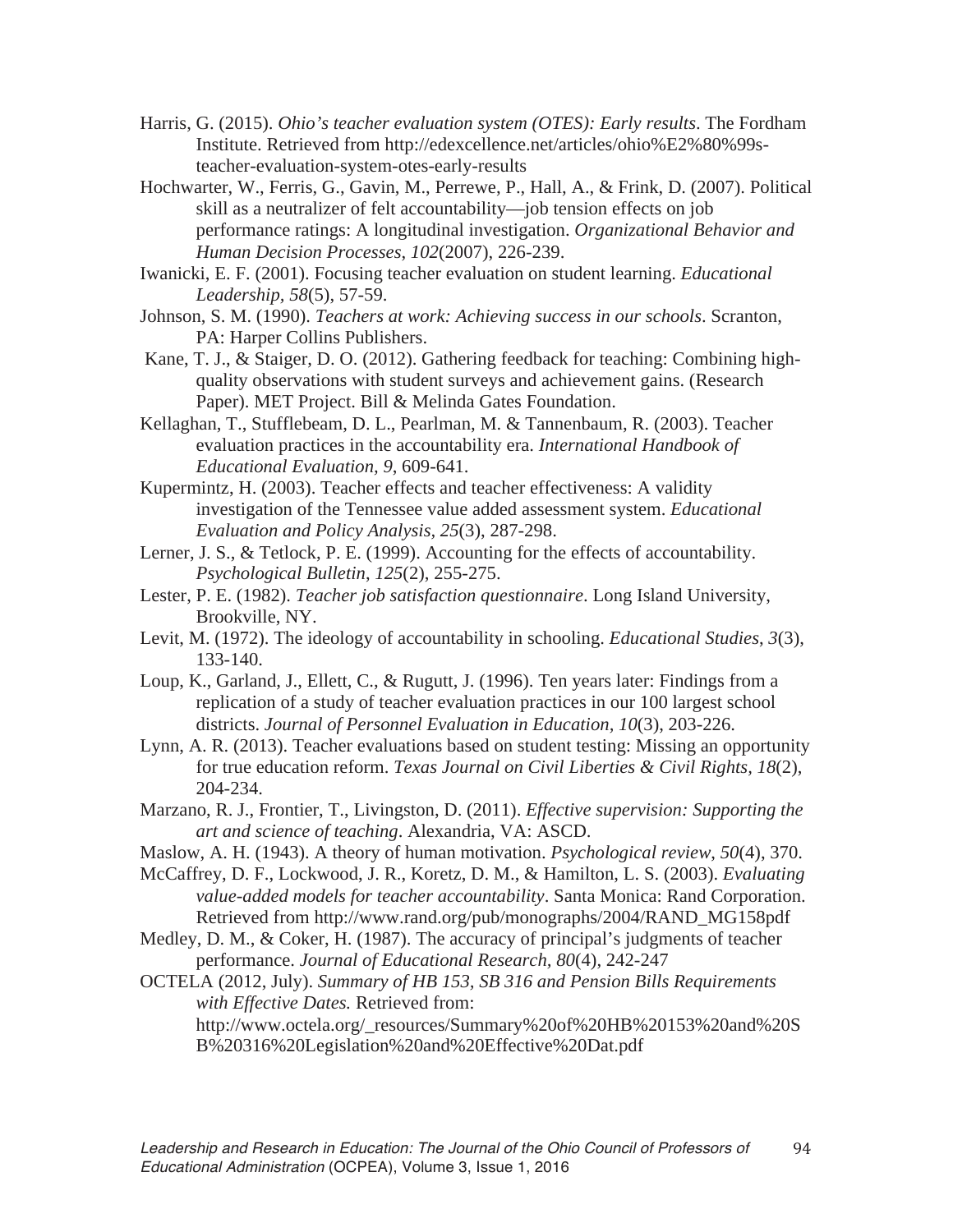Harris, G. (2015). *Ohio's teacher evaluation system (OTES): Early results*. The Fordham Institute. Retrieved from http://edexcellence.net/articles/ohio%E2%80%99s-teacher-evaluation-system-otes-early-results

Hochwarter, W., Ferris, G., Gavin, M., Perrewe, P., Hall, A., & Frink, D. (2007). Political skill as a neutralizer of felt accountability—job tension effects on job performance ratings: A longitudinal investigation. *Organizational Behavior and Human Decision Processes, 102*(2007), 226-239.

Iwanicki, E. F. (2001). Focusing teacher evaluation on student learning. *Educational Leadership, 58*(5), 57-59.

Johnson, S. M. (1990). *Teachers at work: Achieving success in our schools*. Scranton, PA: Harper Collins Publishers.

Kane, T. J., & Staiger, D. O. (2012). Gathering feedback for teaching: Combining high-quality observations with student surveys and achievement gains. (Research Paper). MET Project. Bill & Melinda Gates Foundation.

Kellaghan, T., Stufflebeam, D. L., Pearlman, M. & Tannenbaum, R. (2003). Teacher evaluation practices in the accountability era. *International Handbook of Educational Evaluation, 9*, 609-641.

Kupermintz, H. (2003). Teacher effects and teacher effectiveness: A validity investigation of the Tennessee value added assessment system. *Educational Evaluation and Policy Analysis, 25*(3), 287-298.

Lerner, J. S., & Tetlock, P. E. (1999). Accounting for the effects of accountability. *Psychological Bulletin, 125*(2), 255-275.

Lester, P. E. (1982). *Teacher job satisfaction questionnaire*. Long Island University, Brookville, NY.

Levit, M. (1972). The ideology of accountability in schooling. *Educational Studies, 3*(3), 133-140.

Loup, K., Garland, J., Ellett, C., & Rugutt, J. (1996). Ten years later: Findings from a replication of a study of teacher evaluation practices in our 100 largest school districts. *Journal of Personnel Evaluation in Education, 10*(3), 203-226.

Lynn, A. R. (2013). Teacher evaluations based on student testing: Missing an opportunity for true education reform. *Texas Journal on Civil Liberties & Civil Rights, 18*(2), 204-234.

Marzano, R. J., Frontier, T., Livingston, D. (2011). *Effective supervision: Supporting the art and science of teaching*. Alexandria, VA: ASCD.

Maslow, A. H. (1943). A theory of human motivation. *Psychological review, 50*(4), 370.

McCaffrey, D. F., Lockwood, J. R., Koretz, D. M., & Hamilton, L. S. (2003). *Evaluating value-added models for teacher accountability*. Santa Monica: Rand Corporation. Retrieved from http://www.rand.org/pub/monographs/2004/RAND_MG158pdf

Medley, D. M., & Coker, H. (1987). The accuracy of principal's judgments of teacher performance. *Journal of Educational Research, 80*(4), 242-247

OCTELA (2012, July). *Summary of HB 153, SB 316 and Pension Bills Requirements with Effective Dates.* Retrieved from: http://www.octela.org/_resources/Summary%20of%20HB%20153%20and%20SB%20316%20Legislation%20and%20Effective%20Dat.pdf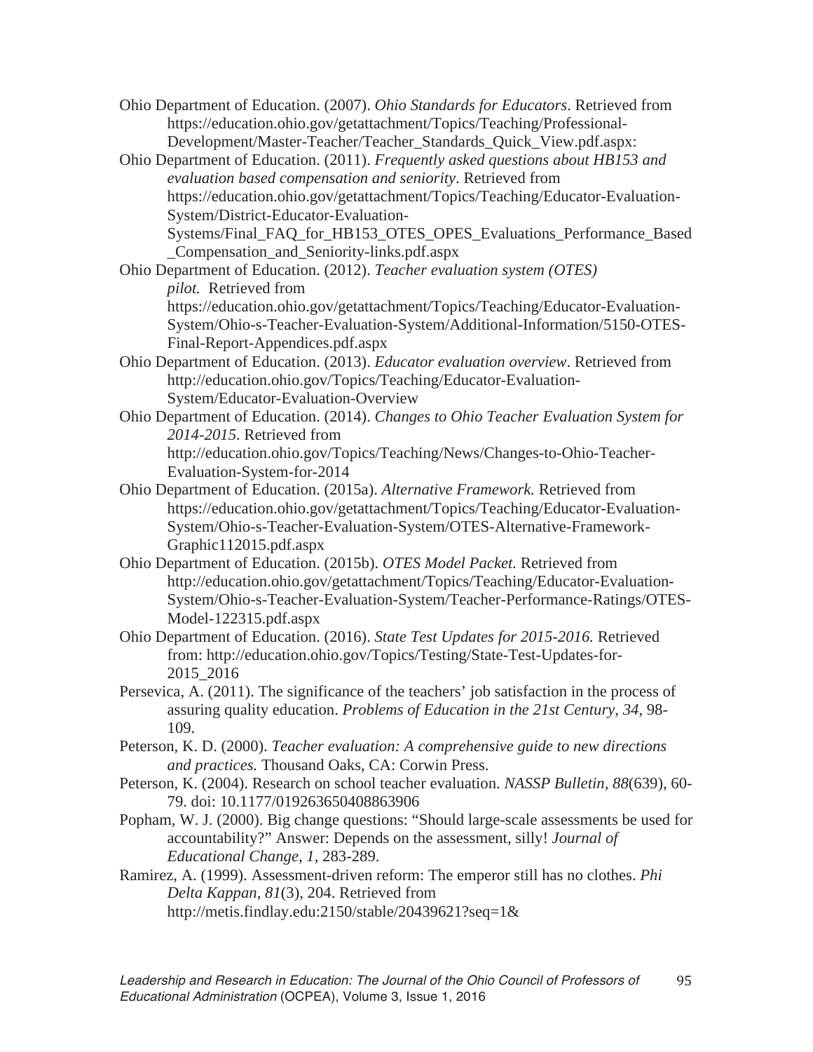Ohio Department of Education. (2007). *Ohio Standards for Educators*. Retrieved from https://education.ohio.gov/getattachment/Topics/Teaching/Professional-Development/Master-Teacher/Teacher_Standards_Quick_View.pdf.aspx:

Ohio Department of Education. (2011). *Frequently asked questions about HB153 and evaluation based compensation and seniority*. Retrieved from https://education.ohio.gov/getattachment/Topics/Teaching/Educator-Evaluation-System/District-Educator-Evaluation-Systems/Final_FAQ_for_HB153_OTES_OPES_Evaluations_Performance_Based_Compensation_and_Seniority-links.pdf.aspx

Ohio Department of Education. (2012). *Teacher evaluation system (OTES) pilot.* Retrieved from https://education.ohio.gov/getattachment/Topics/Teaching/Educator-Evaluation-System/Ohio-s-Teacher-Evaluation-System/Additional-Information/5150-OTES-Final-Report-Appendices.pdf.aspx

Ohio Department of Education. (2013). *Educator evaluation overview*. Retrieved from http://education.ohio.gov/Topics/Teaching/Educator-Evaluation-System/Educator-Evaluation-Overview

Ohio Department of Education. (2014). *Changes to Ohio Teacher Evaluation System for 2014-2015*. Retrieved from http://education.ohio.gov/Topics/Teaching/News/Changes-to-Ohio-Teacher-Evaluation-System-for-2014

Ohio Department of Education. (2015a). *Alternative Framework.* Retrieved from https://education.ohio.gov/getattachment/Topics/Teaching/Educator-Evaluation-System/Ohio-s-Teacher-Evaluation-System/OTES-Alternative-Framework-Graphic112015.pdf.aspx

Ohio Department of Education. (2015b). *OTES Model Packet.* Retrieved from http://education.ohio.gov/getattachment/Topics/Teaching/Educator-Evaluation-System/Ohio-s-Teacher-Evaluation-System/Teacher-Performance-Ratings/OTES-Model-122315.pdf.aspx

Ohio Department of Education. (2016). *State Test Updates for 2015-2016.* Retrieved from: http://education.ohio.gov/Topics/Testing/State-Test-Updates-for-2015_2016

Persevica, A. (2011). The significance of the teachers' job satisfaction in the process of assuring quality education. *Problems of Education in the 21st Century*, *34*, 98-109.

Peterson, K. D. (2000). *Teacher evaluation: A comprehensive guide to new directions and practices.* Thousand Oaks, CA: Corwin Press.

Peterson, K. (2004). Research on school teacher evaluation. *NASSP Bulletin*, *88*(639), 60-79. doi: 10.1177/019263650408863906

Popham, W. J. (2000). Big change questions: "Should large-scale assessments be used for accountability?" Answer: Depends on the assessment, silly! *Journal of Educational Change*, *1*, 283-289.

Ramirez, A. (1999). Assessment-driven reform: The emperor still has no clothes. *Phi Delta Kappan*, *81*(3), 204. Retrieved from http://metis.findlay.edu:2150/stable/20439621?seq=1&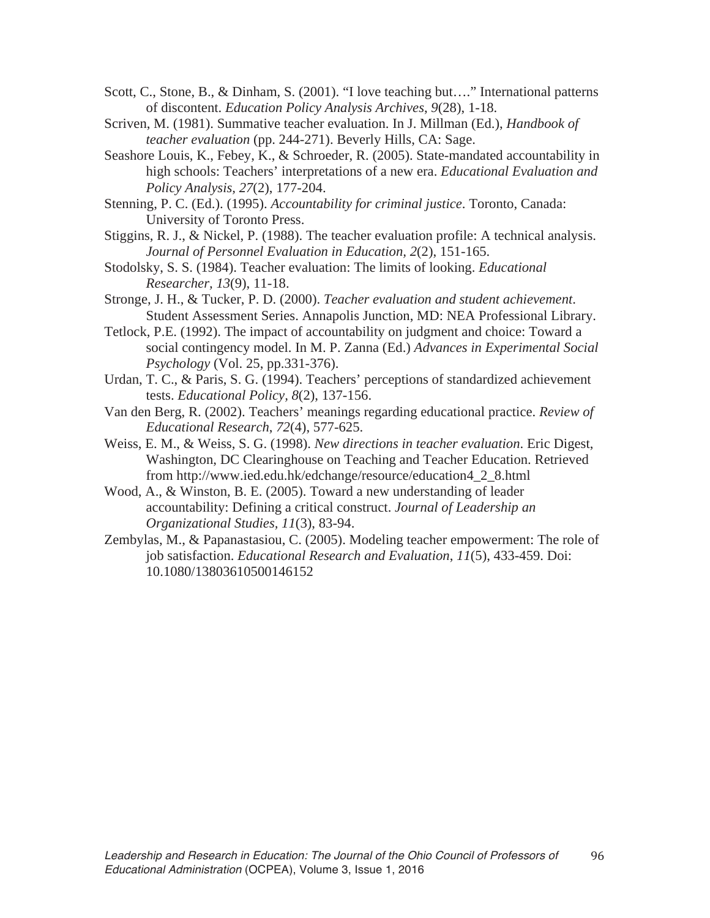Scott, C., Stone, B., & Dinham, S. (2001). "I love teaching but…." International patterns of discontent. *Education Policy Analysis Archives*, *9*(28), 1-18.

Scriven, M. (1981). Summative teacher evaluation. In J. Millman (Ed.), *Handbook of teacher evaluation* (pp. 244-271). Beverly Hills, CA: Sage.

Seashore Louis, K., Febey, K., & Schroeder, R. (2005). State-mandated accountability in high schools: Teachers' interpretations of a new era. *Educational Evaluation and Policy Analysis, 27*(2), 177-204.

Stenning, P. C. (Ed.). (1995). *Accountability for criminal justice*. Toronto, Canada: University of Toronto Press.

Stiggins, R. J., & Nickel, P. (1988). The teacher evaluation profile: A technical analysis. *Journal of Personnel Evaluation in Education*, *2*(2), 151-165.

Stodolsky, S. S. (1984). Teacher evaluation: The limits of looking. *Educational Researcher, 13*(9), 11-18.

Stronge, J. H., & Tucker, P. D. (2000). *Teacher evaluation and student achievement*. Student Assessment Series. Annapolis Junction, MD: NEA Professional Library.

Tetlock, P.E. (1992). The impact of accountability on judgment and choice: Toward a social contingency model. In M. P. Zanna (Ed.) *Advances in Experimental Social Psychology* (Vol. 25, pp.331-376).

Urdan, T. C., & Paris, S. G. (1994). Teachers' perceptions of standardized achievement tests. *Educational Policy, 8*(2), 137-156.

Van den Berg, R. (2002). Teachers' meanings regarding educational practice. *Review of Educational Research*, *72*(4), 577-625.

Weiss, E. M., & Weiss, S. G. (1998). *New directions in teacher evaluation*. Eric Digest, Washington, DC Clearinghouse on Teaching and Teacher Education. Retrieved from http://www.ied.edu.hk/edchange/resource/education4_2_8.html

Wood, A., & Winston, B. E. (2005). Toward a new understanding of leader accountability: Defining a critical construct. *Journal of Leadership an Organizational Studies*, *11*(3), 83-94.

Zembylas, M., & Papanastasiou, C. (2005). Modeling teacher empowerment: The role of job satisfaction. *Educational Research and Evaluation*, *11*(5), 433-459. Doi: 10.1080/13803610500146152